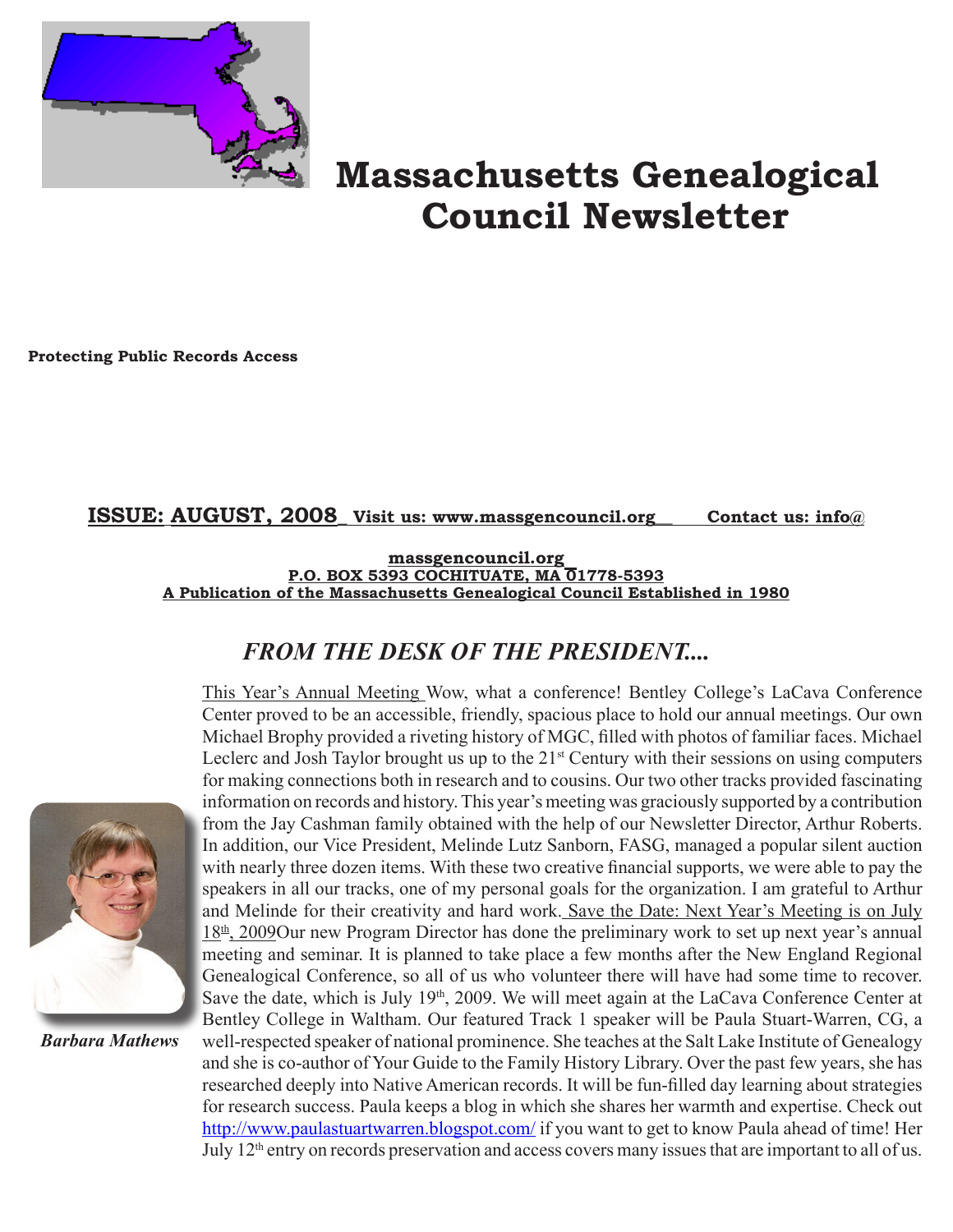# Massachusetts Genealogical Council Newsletter

**Protecting Public Records Access**

**ISSUE: AUGUST, 2008 Visit us: www.massgencouncil.org Contact us: info@massgencouncil.org**

**P.O. BOX 5393 COCHITUATE, MA 01778-5393**

**A Publication of the Massachusetts Genealogical Council Established in 1980**

## *FROM THE DESK OF THE PRESIDENT....*

*Barbara Mathews*

This Year's Annual Meeting Wow, what a conference! Bentley College's LaCava Conference Center proved to be an accessible, friendly, spacious place to hold our annual meetings. Our own Michael Brophy provided a riveting history of MGC, filled with photos of familiar faces. Michael Leclerc and Josh Taylor brought us up to the 21st Century with their sessions on using computers for making connections both in research and to cousins. Our two other tracks provided fascinating information on records and history. This year's meeting was graciously supported by a contribution from the Jay Cashman family obtained with the help of our Newsletter Director, Arthur Roberts. In addition, our Vice President, Melinde Lutz Sanborn, FASG, managed a popular silent auction with nearly three dozen items. With these two creative financial supports, we were able to pay the speakers in all our tracks, one of my personal goals for the organization. I am grateful to Arthur and Melinde for their creativity and hard work. Save the Date: Next Year's Meeting is on July 18th, 2009Our new Program Director has done the preliminary work to set up next year's annual meeting and seminar. It is planned to take place a few months after the New England Regional Genealogical Conference, so all of us who volunteer there will have had some time to recover. Save the date, which is July 19th, 2009. We will meet again at the LaCava Conference Center at Bentley College in Waltham. Our featured Track 1 speaker will be Paula Stuart-Warren, CG, a well-respected speaker of national prominence. She teaches at the Salt Lake Institute of Genealogy and she is co-author of Your Guide to the Family History Library. Over the past few years, she has researched deeply into Native American records. It will be fun-filled day learning about strategies for research success. Paula keeps a blog in which she shares her warmth and expertise. Check out http://www.paulastuartwarren.blogspot.com/ if you want to get to know Paula ahead of time! Her July 12th entry on records preservation and access covers many issues that are important to all of us.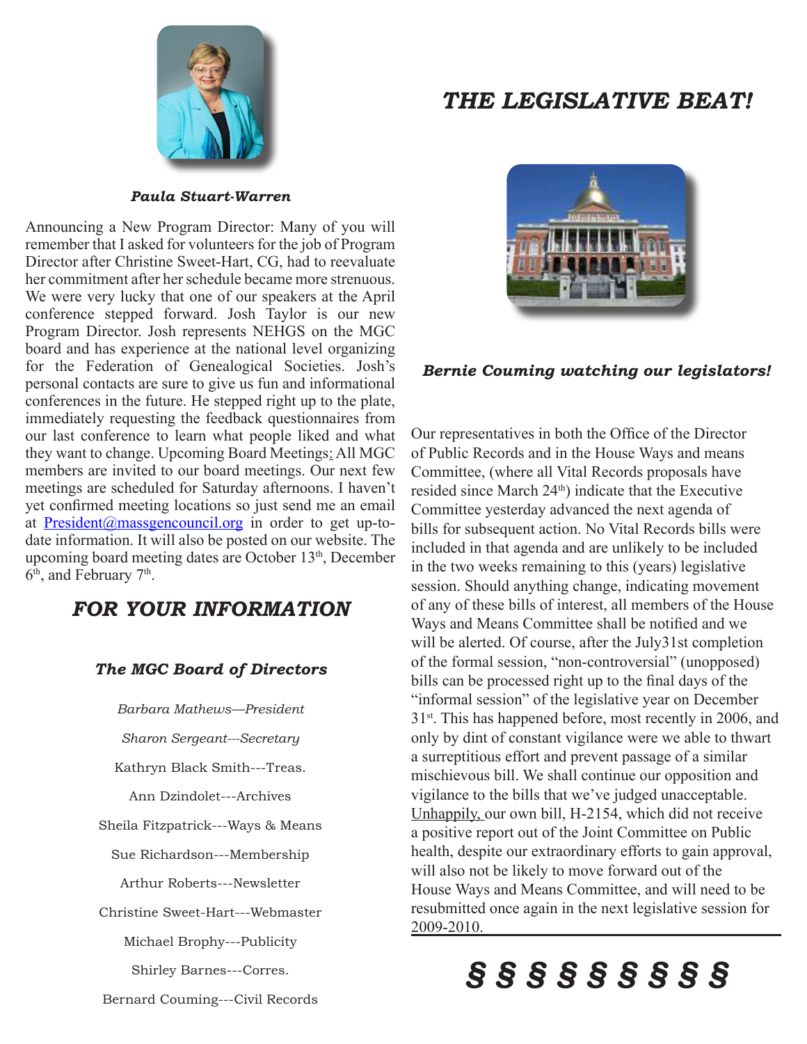***Paula Stuart-Warren***

Announcing a New Program Director: Many of you will remember that I asked for volunteers for the job of Program Director after Christine Sweet-Hart, CG, had to reevaluate her commitment after her schedule became more strenuous. We were very lucky that one of our speakers at the April conference stepped forward. Josh Taylor is our new Program Director. Josh represents NEHGS on the MGC board and has experience at the national level organizing for the Federation of Genealogical Societies. Josh's personal contacts are sure to give us fun and informational conferences in the future. He stepped right up to the plate, immediately requesting the feedback questionnaires from our last conference to learn what people liked and what they want to change. Upcoming Board Meetings: All MGC members are invited to our board meetings. Our next few meetings are scheduled for Saturday afternoons. I haven't yet confirmed meeting locations so just send me an email at President@massgencouncil.org in order to get up-to-date information. It will also be posted on our website. The upcoming board meeting dates are October 13th, December 6th, and February 7th.

## *FOR YOUR INFORMATION*

### *The MGC Board of Directors*

*Barbara Mathews—President*

*Sharon Sergeant---Secretary*

Kathryn Black Smith---Treas.

Ann Dzindolet---Archives

Sheila Fitzpatrick---Ways & Means

Sue Richardson---Membership

Arthur Roberts---Newsletter

Christine Sweet-Hart---Webmaster

Michael Brophy---Publicity

Shirley Barnes---Corres.

Bernard Couming---Civil Records

## *THE LEGISLATIVE BEAT!*

***Bernie Couming watching our legislators!***

Our representatives in both the Office of the Director of Public Records and in the House Ways and means Committee, (where all Vital Records proposals have resided since March 24th) indicate that the Executive Committee yesterday advanced the next agenda of bills for subsequent action. No Vital Records bills were included in that agenda and are unlikely to be included in the two weeks remaining to this (years) legislative session. Should anything change, indicating movement of any of these bills of interest, all members of the House Ways and Means Committee shall be notified and we will be alerted. Of course, after the July31st completion of the formal session, "non-controversial" (unopposed) bills can be processed right up to the final days of the "informal session" of the legislative year on December 31st. This has happened before, most recently in 2006, and only by dint of constant vigilance were we able to thwart a surreptitious effort and prevent passage of a similar mischievous bill. We shall continue our opposition and vigilance to the bills that we've judged unacceptable. Unhappily, our own bill, H-2154, which did not receive a positive report out of the Joint Committee on Public health, despite our extraordinary efforts to gain approval, will also not be likely to move forward out of the House Ways and Means Committee, and will need to be resubmitted once again in the next legislative session for 2009-2010.

§ § § § § § § § §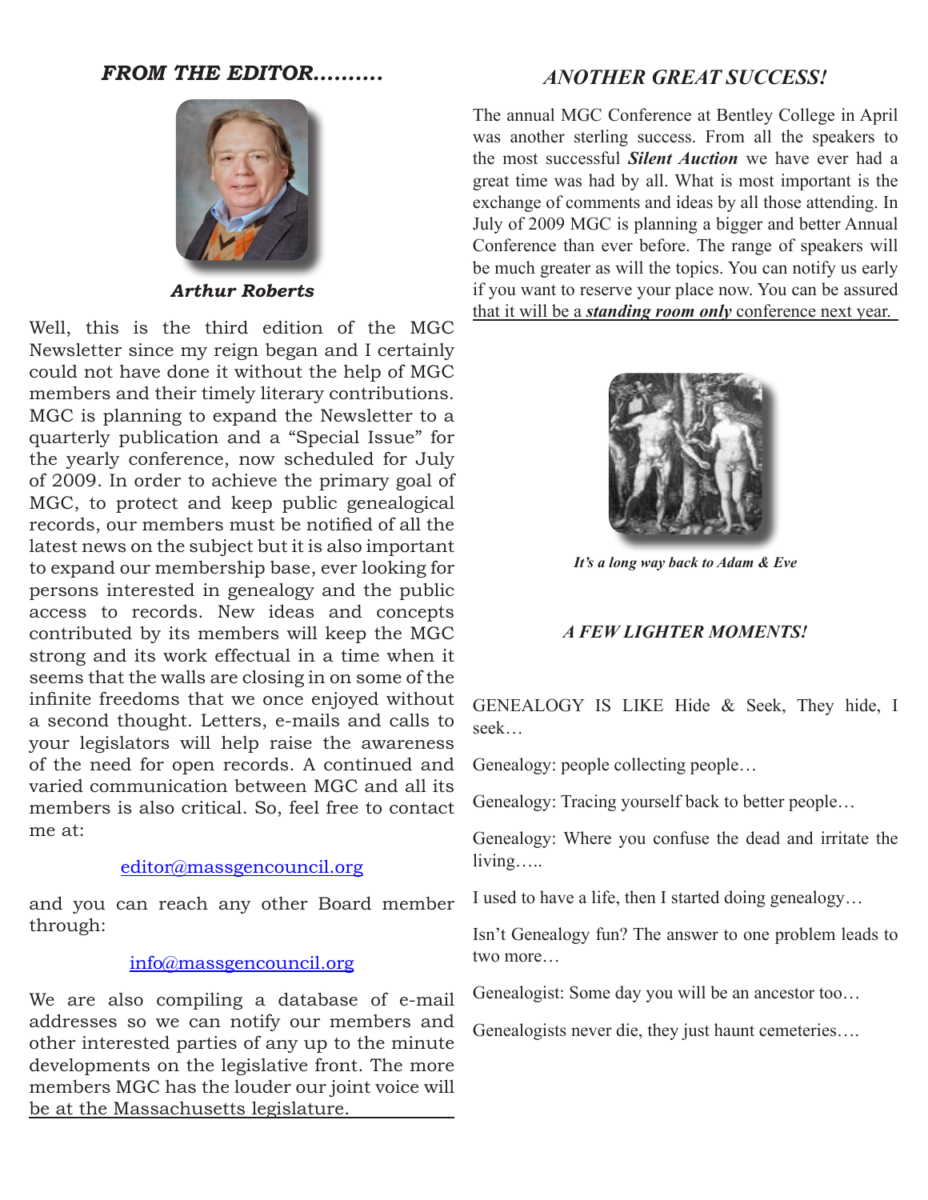## *FROM THE EDITOR..........*

***Arthur Roberts***

Well, this is the third edition of the MGC Newsletter since my reign began and I certainly could not have done it without the help of MGC members and their timely literary contributions. MGC is planning to expand the Newsletter to a quarterly publication and a "Special Issue" for the yearly conference, now scheduled for July of 2009. In order to achieve the primary goal of MGC, to protect and keep public genealogical records, our members must be notified of all the latest news on the subject but it is also important to expand our membership base, ever looking for persons interested in genealogy and the public access to records. New ideas and concepts contributed by its members will keep the MGC strong and its work effectual in a time when it seems that the walls are closing in on some of the infinite freedoms that we once enjoyed without a second thought. Letters, e-mails and calls to your legislators will help raise the awareness of the need for open records. A continued and varied communication between MGC and all its members is also critical. So, feel free to contact me at:

editor@massgencouncil.org

and you can reach any other Board member through:

info@massgencouncil.org

We are also compiling a database of e-mail addresses so we can notify our members and other interested parties of any up to the minute developments on the legislative front. The more members MGC has the louder our joint voice will be at the Massachusetts legislature.

## *ANOTHER GREAT SUCCESS!*

The annual MGC Conference at Bentley College in April was another sterling success. From all the speakers to the most successful ***Silent Auction*** we have ever had a great time was had by all. What is most important is the exchange of comments and ideas by all those attending. In July of 2009 MGC is planning a bigger and better Annual Conference than ever before. The range of speakers will be much greater as will the topics. You can notify us early if you want to reserve your place now. You can be assured that it will be a ***standing room only*** conference next year.

*It's a long way back to Adam & Eve*

### *A FEW LIGHTER MOMENTS!*

GENEALOGY IS LIKE Hide & Seek, They hide, I seek…

Genealogy: people collecting people…

Genealogy: Tracing yourself back to better people…

Genealogy: Where you confuse the dead and irritate the living…..

I used to have a life, then I started doing genealogy…

Isn't Genealogy fun? The answer to one problem leads to two more…

Genealogist: Some day you will be an ancestor too…

Genealogists never die, they just haunt cemeteries….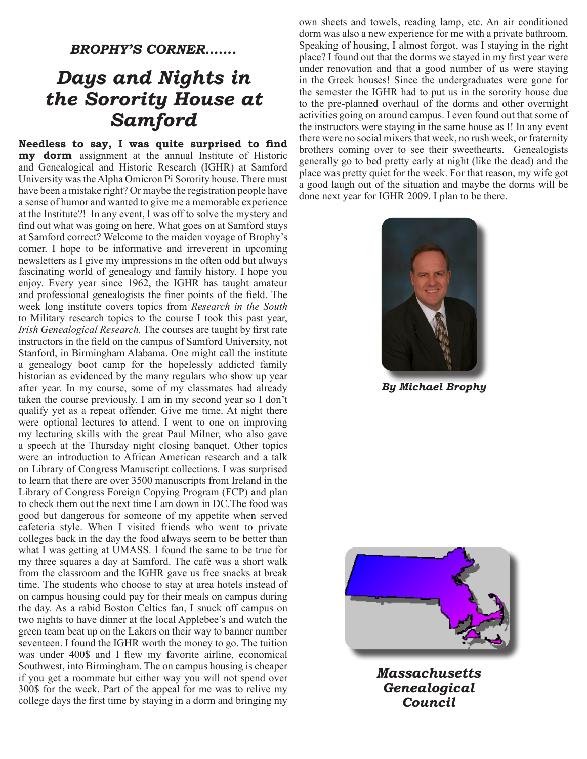***BROPHY'S CORNER.......***

# *Days and Nights in the Sorority House at Samford*

**Needless to say, I was quite surprised to find my dorm** assignment at the annual Institute of Historic and Genealogical and Historic Research (IGHR) at Samford University was the Alpha Omicron Pi Sorority house. There must have been a mistake right? Or maybe the registration people have a sense of humor and wanted to give me a memorable experience at the Institute?! In any event, I was off to solve the mystery and find out what was going on here. What goes on at Samford stays at Samford correct? Welcome to the maiden voyage of Brophy's corner. I hope to be informative and irreverent in upcoming newsletters as I give my impressions in the often odd but always fascinating world of genealogy and family history. I hope you enjoy. Every year since 1962, the IGHR has taught amateur and professional genealogists the finer points of the field. The week long institute covers topics from *Research in the South* to Military research topics to the course I took this past year, *Irish Genealogical Research.* The courses are taught by first rate instructors in the field on the campus of Samford University, not Stanford, in Birmingham Alabama. One might call the institute a genealogy boot camp for the hopelessly addicted family historian as evidenced by the many regulars who show up year after year. In my course, some of my classmates had already taken the course previously. I am in my second year so I don't qualify yet as a repeat offender. Give me time. At night there were optional lectures to attend. I went to one on improving my lecturing skills with the great Paul Milner, who also gave a speech at the Thursday night closing banquet. Other topics were an introduction to African American research and a talk on Library of Congress Manuscript collections. I was surprised to learn that there are over 3500 manuscripts from Ireland in the Library of Congress Foreign Copying Program (FCP) and plan to check them out the next time I am down in DC.The food was good but dangerous for someone of my appetite when served cafeteria style. When I visited friends who went to private colleges back in the day the food always seem to be better than what I was getting at UMASS. I found the same to be true for my three squares a day at Samford. The café was a short walk from the classroom and the IGHR gave us free snacks at break time. The students who choose to stay at area hotels instead of on campus housing could pay for their meals on campus during the day. As a rabid Boston Celtics fan, I snuck off campus on two nights to have dinner at the local Applebee's and watch the green team beat up on the Lakers on their way to banner number seventeen. I found the IGHR worth the money to go. The tuition was under 400$ and I flew my favorite airline, economical Southwest, into Birmingham. The on campus housing is cheaper if you get a roommate but either way you will not spend over 300$ for the week. Part of the appeal for me was to relive my college days the first time by staying in a dorm and bringing my own sheets and towels, reading lamp, etc. An air conditioned dorm was also a new experience for me with a private bathroom. Speaking of housing, I almost forgot, was I staying in the right place? I found out that the dorms we stayed in my first year were under renovation and that a good number of us were staying in the Greek houses! Since the undergraduates were gone for the semester the IGHR had to put us in the sorority house due to the pre-planned overhaul of the dorms and other overnight activities going on around campus. I even found out that some of the instructors were staying in the same house as I! In any event there were no social mixers that week, no rush week, or fraternity brothers coming over to see their sweethearts. Genealogists generally go to bed pretty early at night (like the dead) and the place was pretty quiet for the week. For that reason, my wife got a good laugh out of the situation and maybe the dorms will be done next year for IGHR 2009. I plan to be there.

***By Michael Brophy***

***Massachusetts Genealogical Council***